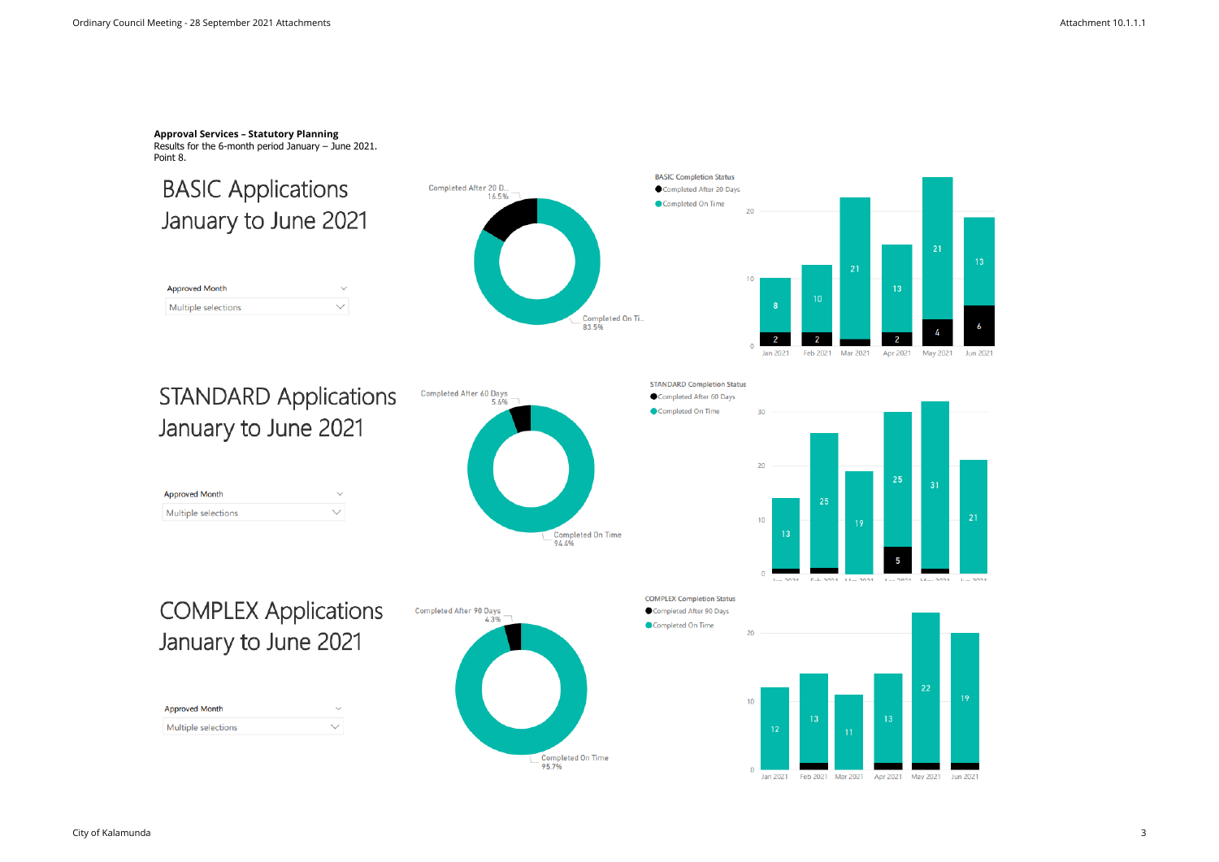**Approval Services – Statutory Planning**
Results for the 6-month period January – June 2021.
Point 8.

## BASIC Applications January to June 2021

Approved Month
Multiple selections

Completed After 20 D... 16.5%
Completed On Ti... 83.5%

BASIC Completion Status
- Completed After 20 Days
- Completed On Time

| Month | Completed After 20 Days | Completed On Time |
|---|---|---|
| Jan 2021 | 2 | 8 |
| Feb 2021 | 2 | 10 |
| Mar 2021 | | 21 |
| Apr 2021 | 2 | 13 |
| May 2021 | 4 | 21 |
| Jun 2021 | 6 | 13 |

## STANDARD Applications January to June 2021

Approved Month
Multiple selections

Completed After 60 Days 5.6%
Completed On Time 94.4%

STANDARD Completion Status
- Completed After 60 Days
- Completed On Time

| Month | Completed After 60 Days | Completed On Time |
|---|---|---|
| Jan 2021 | | 13 |
| Feb 2021 | | 25 |
| Mar 2021 | | 19 |
| Apr 2021 | 5 | 25 |
| May 2021 | | 31 |
| Jun 2021 | | 21 |

## COMPLEX Applications January to June 2021

Approved Month
Multiple selections

Completed After 90 Days 4.3%
Completed On Time 95.7%

COMPLEX Completion Status
- Completed After 90 Days
- Completed On Time

| Month | Completed After 90 Days | Completed On Time |
|---|---|---|
| Jan 2021 | | 12 |
| Feb 2021 | | 13 |
| Mar 2021 | | 11 |
| Apr 2021 | | 13 |
| May 2021 | | 22 |
| Jun 2021 | | 19 |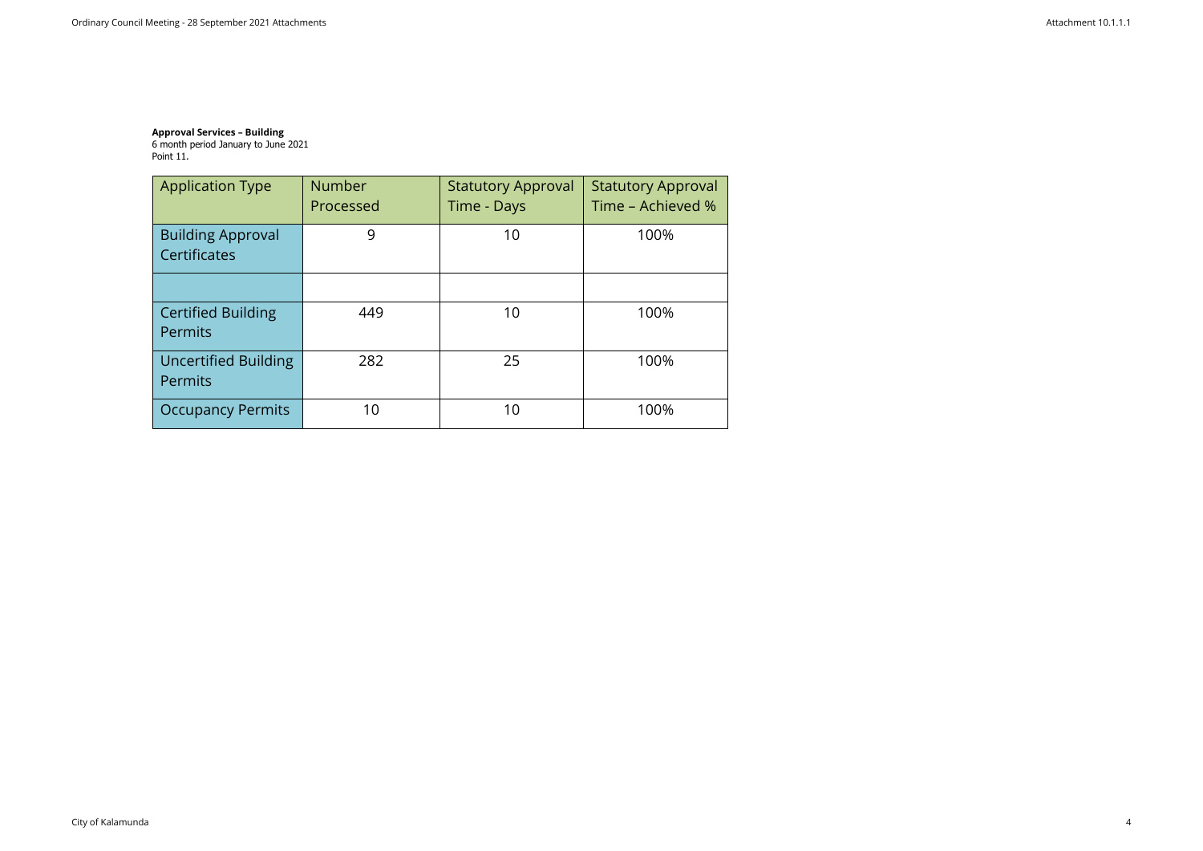**Approval Services – Building**
6 month period January to June 2021
Point 11.

| Application Type | Number Processed | Statutory Approval Time - Days | Statutory Approval Time – Achieved % |
|---|---|---|---|
| Building Approval Certificates | 9 | 10 | 100% |
| | | | |
| Certified Building Permits | 449 | 10 | 100% |
| Uncertified Building Permits | 282 | 25 | 100% |
| Occupancy Permits | 10 | 10 | 100% |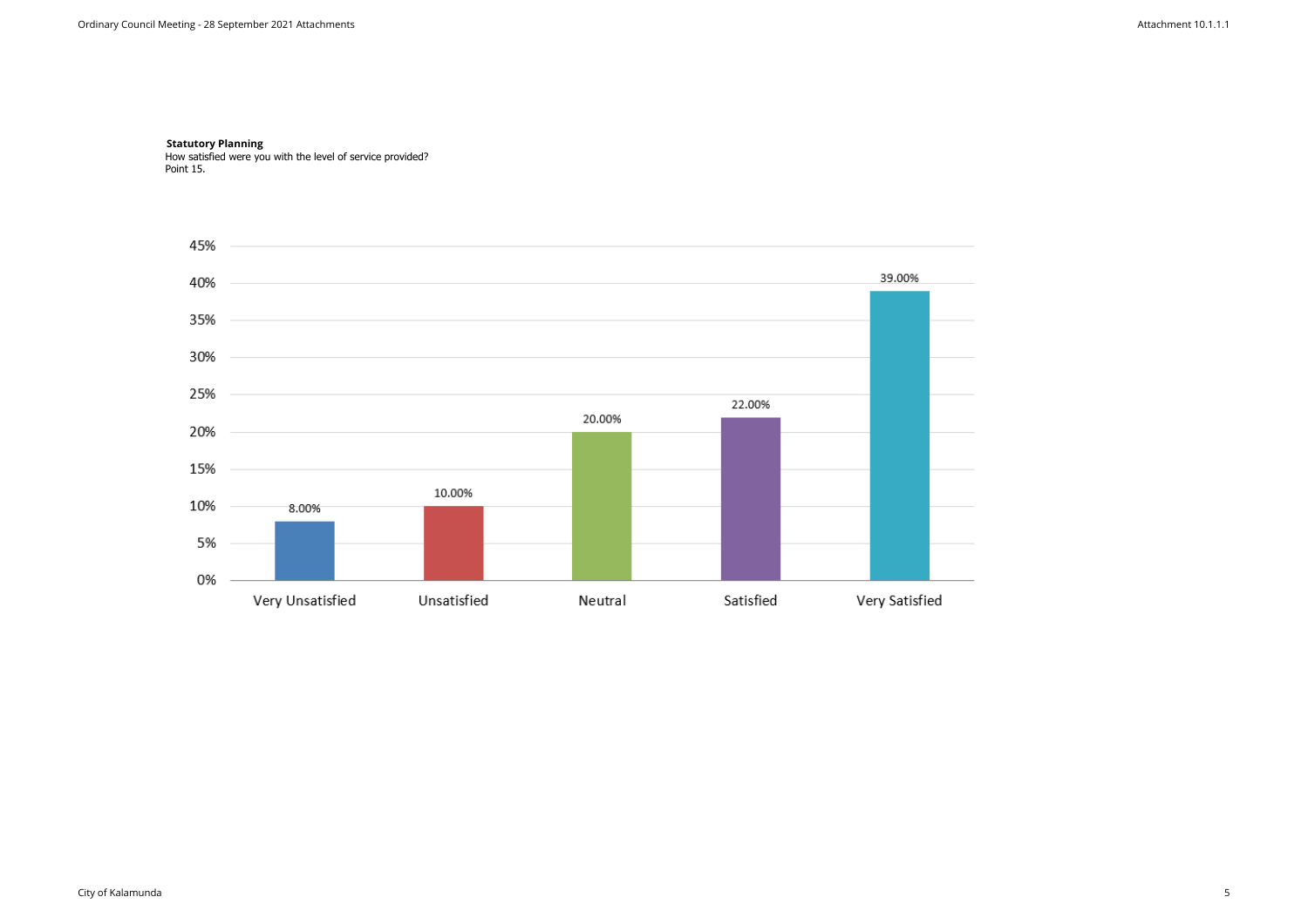**Statutory Planning**
How satisfied were you with the level of service provided?
Point 15.

| Response | Percentage |
| --- | --- |
| Very Unsatisfied | 8.00% |
| Unsatisfied | 10.00% |
| Neutral | 20.00% |
| Satisfied | 22.00% |
| Very Satisfied | 39.00% |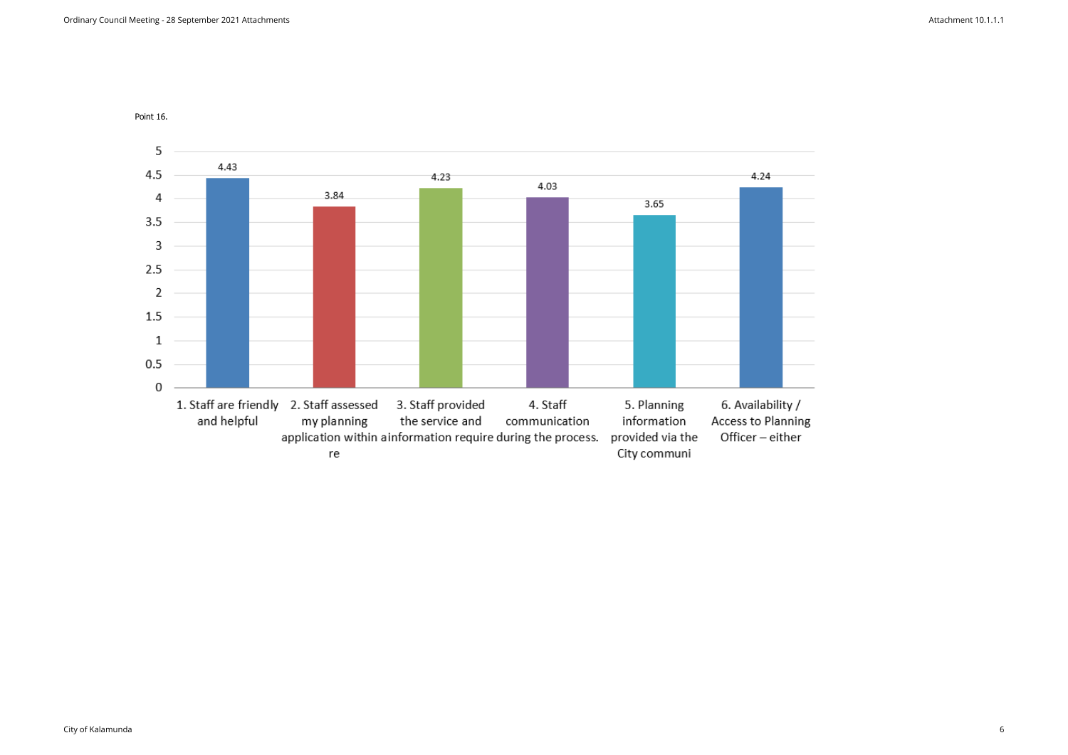Point 16.

| Category | Value |
| --- | --- |
| 1. Staff are friendly and helpful | 4.43 |
| 2. Staff assessed my planning application within a re | 3.84 |
| 3. Staff provided the service and information require | 4.23 |
| 4. Staff communication during the process. | 4.03 |
| 5. Planning information provided via the City communi | 3.65 |
| 6. Availability / Access to Planning Officer – either | 4.24 |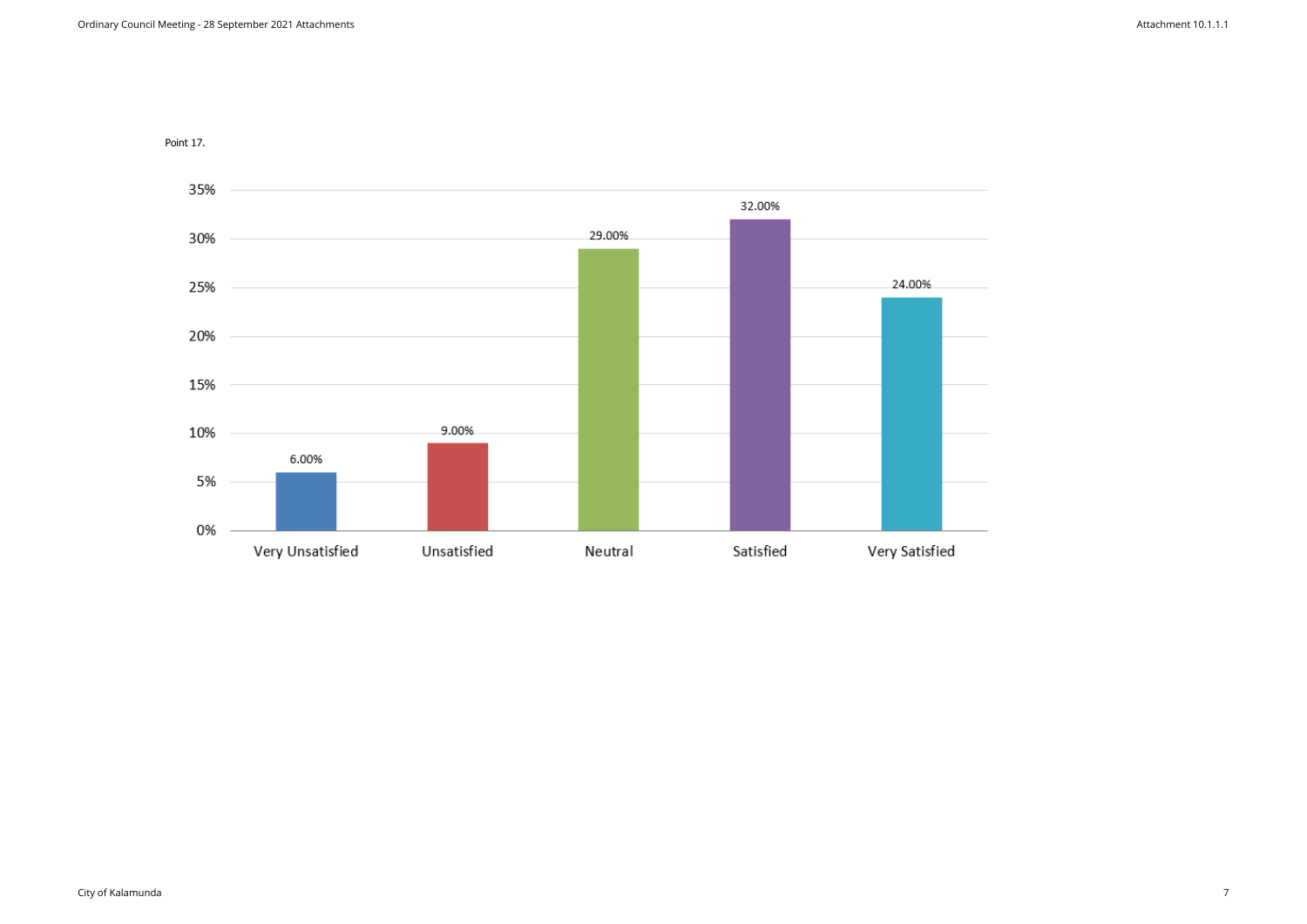Point 17.

| Response | Percentage |
| --- | --- |
| Very Unsatisfied | 6.00% |
| Unsatisfied | 9.00% |
| Neutral | 29.00% |
| Satisfied | 32.00% |
| Very Satisfied | 24.00% |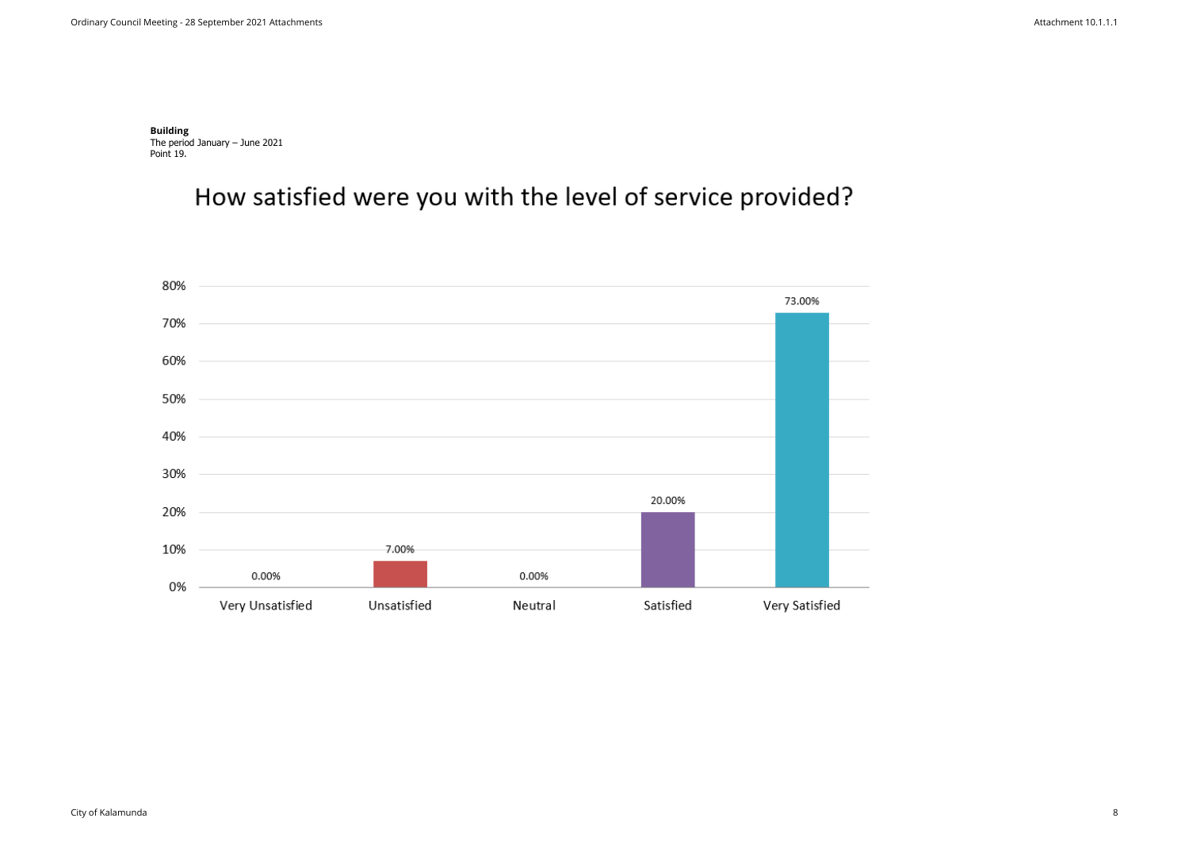**Building**
The period January – June 2021
Point 19.

## How satisfied were you with the level of service provided?

| Response | Percentage |
|---|---|
| Very Unsatisfied | 0.00% |
| Unsatisfied | 7.00% |
| Neutral | 0.00% |
| Satisfied | 20.00% |
| Very Satisfied | 73.00% |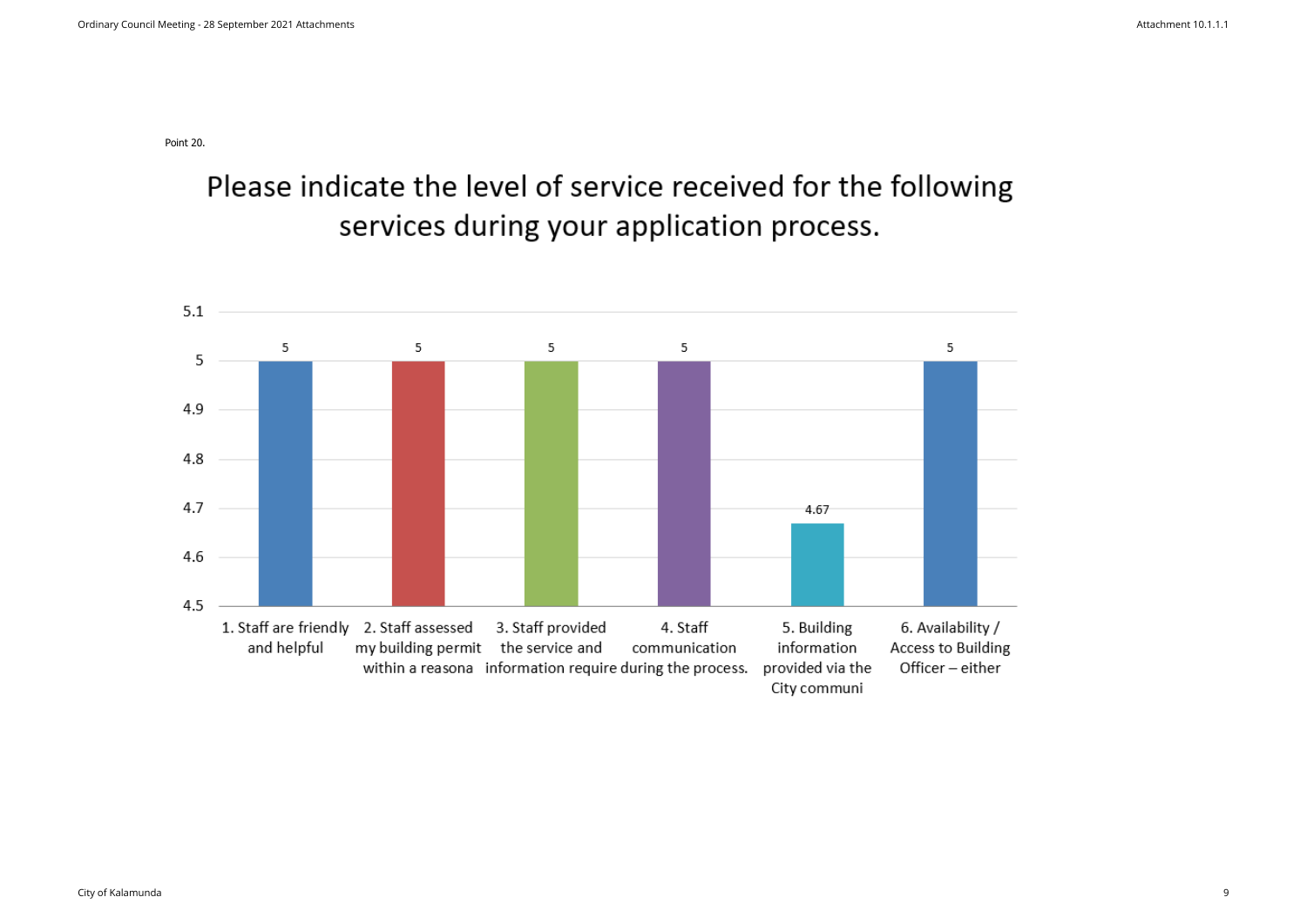Point 20.

## Please indicate the level of service received for the following services during your application process.

| Service | Rating |
|---|---|
| 1. Staff are friendly and helpful | 5 |
| 2. Staff assessed my building permit within a reasona | 5 |
| 3. Staff provided the service and information require | 5 |
| 4. Staff communication during the process. | 5 |
| 5. Building information provided via the City communi | 4.67 |
| 6. Availability / Access to Building Officer – either | 5 |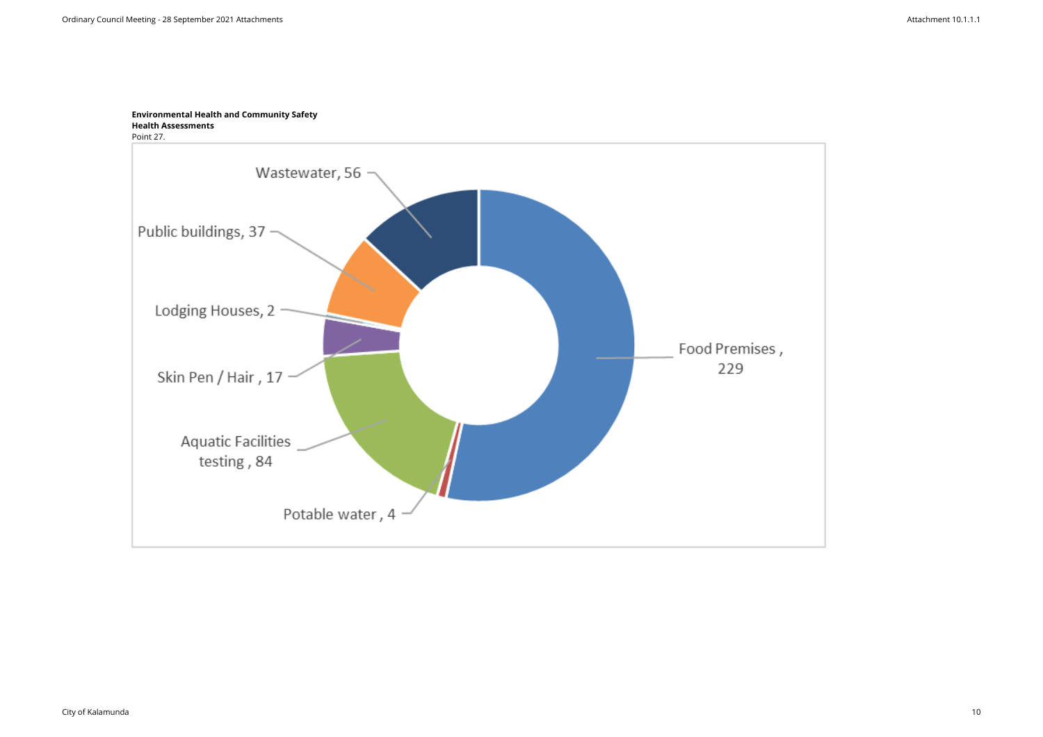**Environmental Health and Community Safety**
**Health Assessments**
Point 27.

Wastewater, 56

Public buildings, 37

Lodging Houses, 2

Skin Pen / Hair , 17

Aquatic Facilities testing , 84

Potable water , 4

Food Premises , 229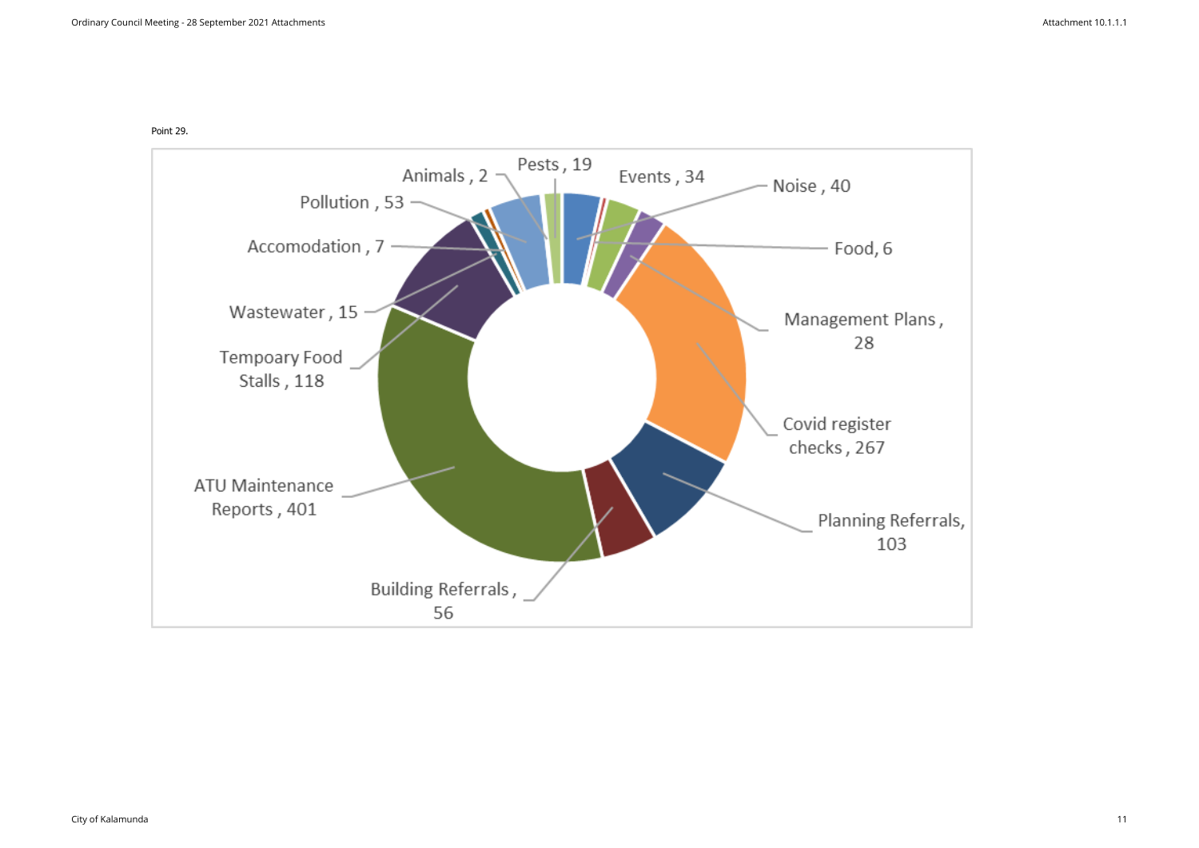Point 29.

| Category | Count |
| --- | --- |
| Pests | 19 |
| Events | 34 |
| Noise | 40 |
| Food | 6 |
| Management Plans | 28 |
| Covid register checks | 267 |
| Planning Referrals | 103 |
| Building Referrals | 56 |
| ATU Maintenance Reports | 401 |
| Tempoary Food Stalls | 118 |
| Wastewater | 15 |
| Accomodation | 7 |
| Pollution | 53 |
| Animals | 2 |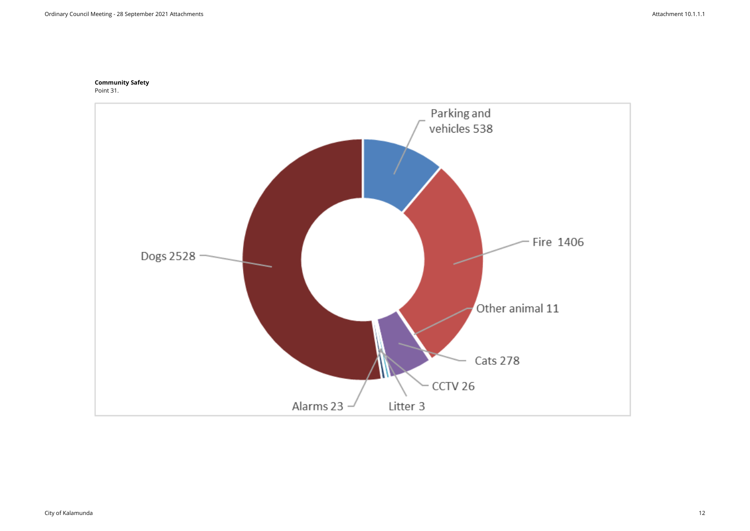**Community Safety**
Point 31.

| Category | Count |
| --- | --- |
| Parking and vehicles | 538 |
| Fire | 1406 |
| Other animal | 11 |
| Cats | 278 |
| CCTV | 26 |
| Litter | 3 |
| Alarms | 23 |
| Dogs | 2528 |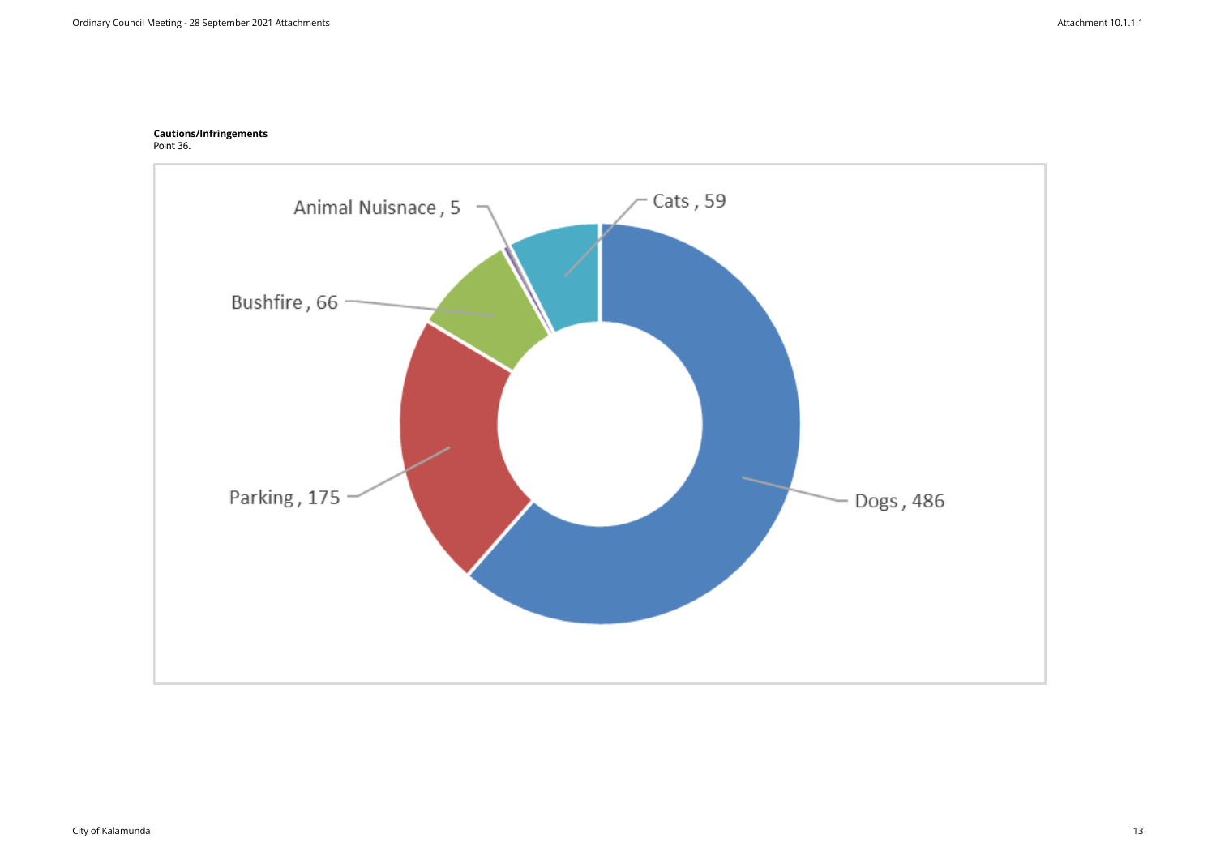**Cautions/Infringements**
Point 36.

Animal Nuisnace , 5

Cats , 59

Bushfire , 66

Parking , 175

Dogs , 486